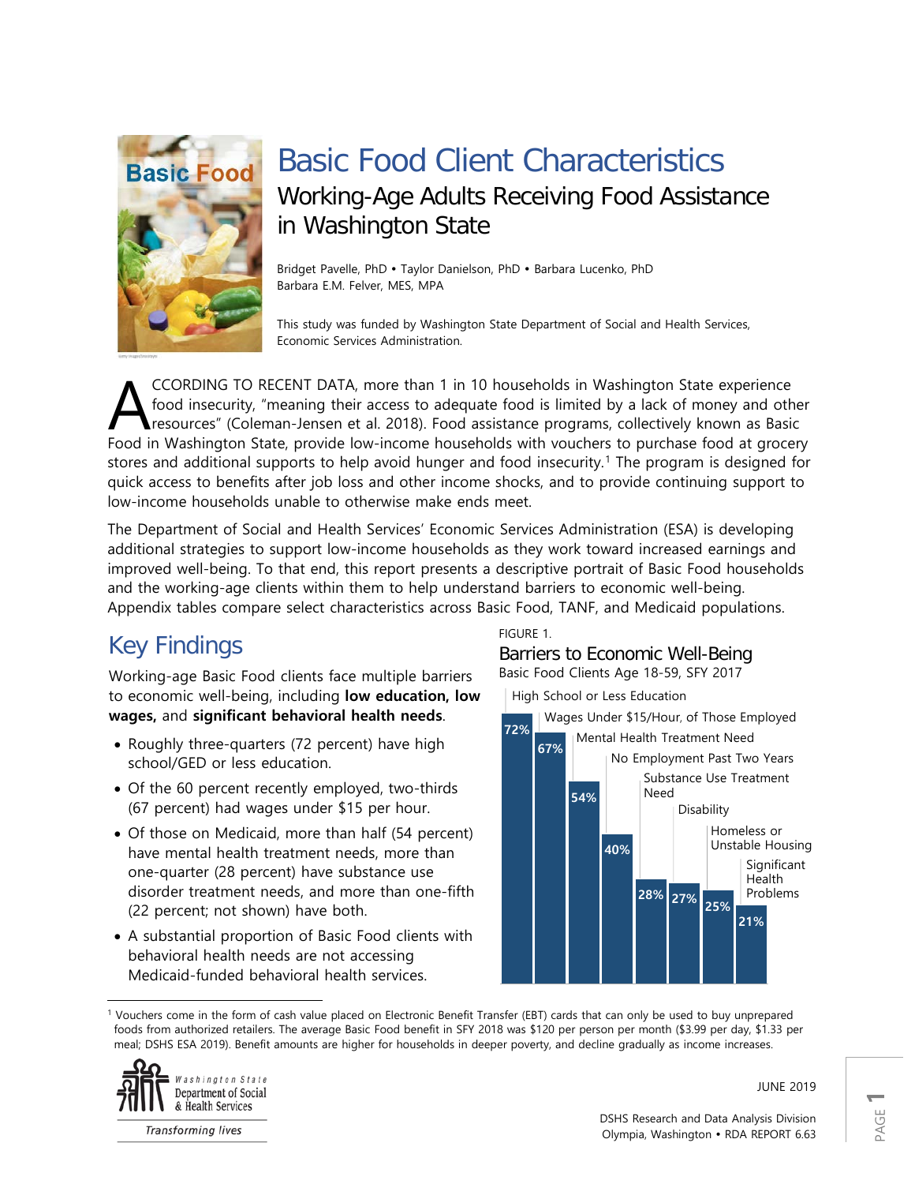# Basic Food Client Characteristics

## Working-Age Adults Receiving Food Assistance in Washington State

Bridget Pavelle, PhD • Taylor Danielson, PhD • Barbara Lucenko, PhD
Barbara E.M. Felver, MES, MPA

This study was funded by Washington State Department of Social and Health Services, Economic Services Administration.

ACCORDING TO RECENT DATA, more than 1 in 10 households in Washington State experience food insecurity, "meaning their access to adequate food is limited by a lack of money and other resources" (Coleman-Jensen et al. 2018). Food assistance programs, collectively known as Basic Food in Washington State, provide low-income households with vouchers to purchase food at grocery stores and additional supports to help avoid hunger and food insecurity.[1] The program is designed for quick access to benefits after job loss and other income shocks, and to provide continuing support to low-income households unable to otherwise make ends meet.

The Department of Social and Health Services' Economic Services Administration (ESA) is developing additional strategies to support low-income households as they work toward increased earnings and improved well-being. To that end, this report presents a descriptive portrait of Basic Food households and the working-age clients within them to help understand barriers to economic well-being. Appendix tables compare select characteristics across Basic Food, TANF, and Medicaid populations.

## Key Findings

Working-age Basic Food clients face multiple barriers to economic well-being, including **low education, low wages,** and **significant behavioral health needs**.

- Roughly three-quarters (72 percent) have high school/GED or less education.
- Of the 60 percent recently employed, two-thirds (67 percent) had wages under $15 per hour.
- Of those on Medicaid, more than half (54 percent) have mental health treatment needs, more than one-quarter (28 percent) have substance use disorder treatment needs, and more than one-fifth (22 percent; not shown) have both.
- A substantial proportion of Basic Food clients with behavioral health needs are not accessing Medicaid-funded behavioral health services.

FIGURE 1.

**Barriers to Economic Well-Being**

Basic Food Clients Age 18-59, SFY 2017

| Barrier | Percent |
|---|---|
| High School or Less Education | 72% |
| Wages Under $15/Hour, of Those Employed | 67% |
| Mental Health Treatment Need | 54% |
| No Employment Past Two Years | 40% |
| Substance Use Treatment Need | 28% |
| Disability | 27% |
| Homeless or Unstable Housing | 25% |
| Significant Health Problems | 21% |

[1] Vouchers come in the form of cash value placed on Electronic Benefit Transfer (EBT) cards that can only be used to buy unprepared foods from authorized retailers. The average Basic Food benefit in SFY 2018 was $120 per person per month ($3.99 per day, $1.33 per meal; DSHS ESA 2019). Benefit amounts are higher for households in deeper poverty, and decline gradually as income increases.

Washington State Department of Social & Health Services

*Transforming lives*

JUNE 2019

DSHS Research and Data Analysis Division
Olympia, Washington • RDA REPORT 6.63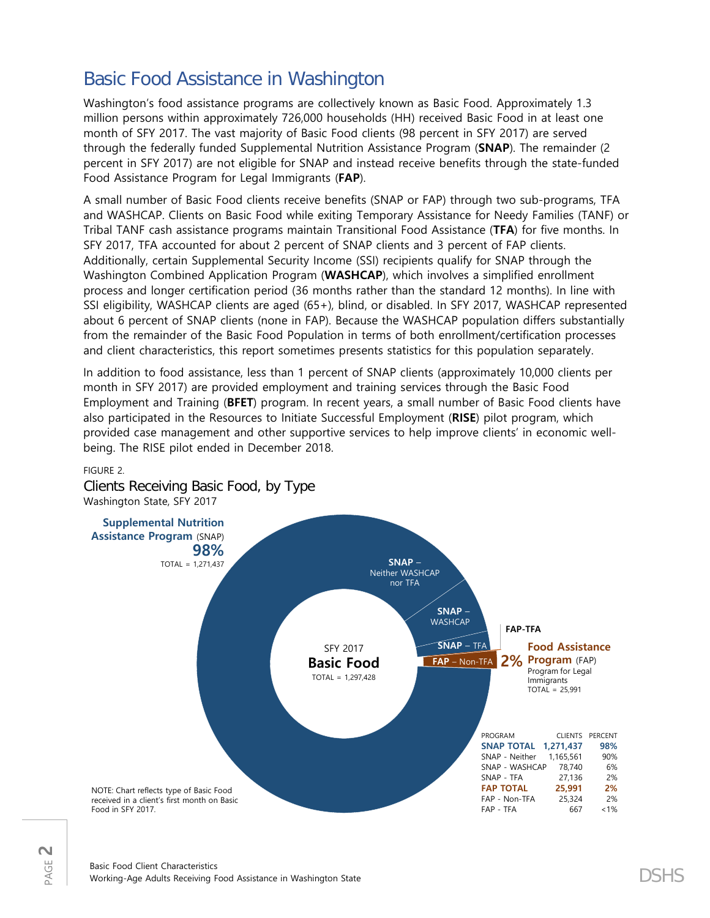# Basic Food Assistance in Washington

Washington's food assistance programs are collectively known as Basic Food. Approximately 1.3 million persons within approximately 726,000 households (HH) received Basic Food in at least one month of SFY 2017. The vast majority of Basic Food clients (98 percent in SFY 2017) are served through the federally funded Supplemental Nutrition Assistance Program (**SNAP**). The remainder (2 percent in SFY 2017) are not eligible for SNAP and instead receive benefits through the state-funded Food Assistance Program for Legal Immigrants (**FAP**).

A small number of Basic Food clients receive benefits (SNAP or FAP) through two sub-programs, TFA and WASHCAP. Clients on Basic Food while exiting Temporary Assistance for Needy Families (TANF) or Tribal TANF cash assistance programs maintain Transitional Food Assistance (**TFA**) for five months. In SFY 2017, TFA accounted for about 2 percent of SNAP clients and 3 percent of FAP clients. Additionally, certain Supplemental Security Income (SSI) recipients qualify for SNAP through the Washington Combined Application Program (**WASHCAP**), which involves a simplified enrollment process and longer certification period (36 months rather than the standard 12 months). In line with SSI eligibility, WASHCAP clients are aged (65+), blind, or disabled. In SFY 2017, WASHCAP represented about 6 percent of SNAP clients (none in FAP). Because the WASHCAP population differs substantially from the remainder of the Basic Food Population in terms of both enrollment/certification processes and client characteristics, this report sometimes presents statistics for this population separately.

In addition to food assistance, less than 1 percent of SNAP clients (approximately 10,000 clients per month in SFY 2017) are provided employment and training services through the Basic Food Employment and Training (**BFET**) program. In recent years, a small number of Basic Food clients have also participated in the Resources to Initiate Successful Employment (**RISE**) pilot program, which provided case management and other supportive services to help improve clients' in economic well-being. The RISE pilot ended in December 2018.

FIGURE 2.

## Clients Receiving Basic Food, by Type

Washington State, SFY 2017

**Supplemental Nutrition Assistance Program** (SNAP) **98%** TOTAL = 1,271,437

SFY 2017 **Basic Food** TOTAL = 1,297,428

**Food Assistance Program** (FAP) Program for Legal Immigrants **2%** TOTAL = 25,991

| PROGRAM | CLIENTS | PERCENT |
|---|---|---|
| **SNAP TOTAL** | **1,271,437** | **98%** |
| SNAP - Neither | 1,165,561 | 90% |
| SNAP - WASHCAP | 78,740 | 6% |
| SNAP - TFA | 27,136 | 2% |
| **FAP TOTAL** | **25,991** | **2%** |
| FAP - Non-TFA | 25,324 | 2% |
| FAP - TFA | 667 | <1% |

NOTE: Chart reflects type of Basic Food received in a client's first month on Basic Food in SFY 2017.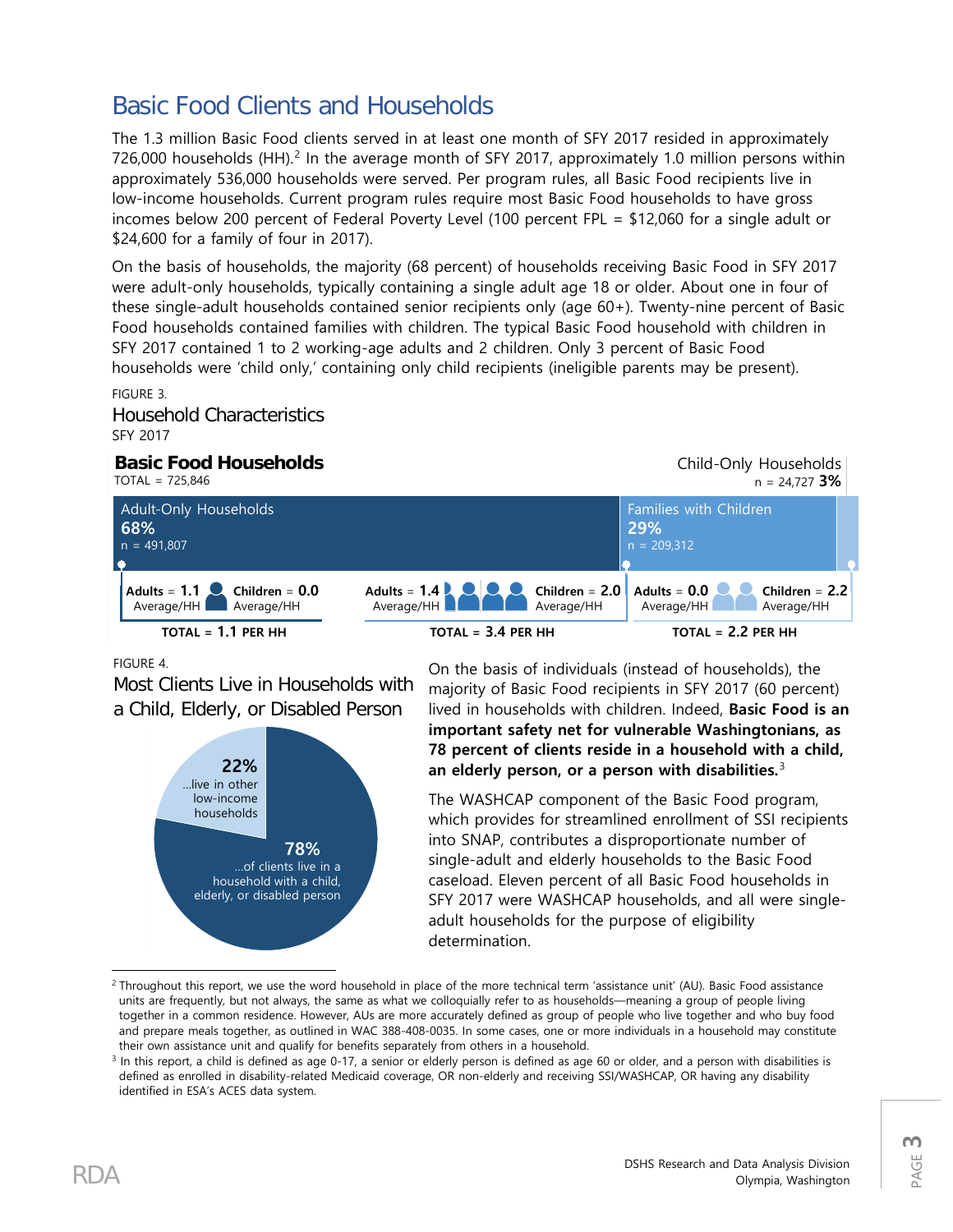## Basic Food Clients and Households

The 1.3 million Basic Food clients served in at least one month of SFY 2017 resided in approximately 726,000 households (HH).[2] In the average month of SFY 2017, approximately 1.0 million persons within approximately 536,000 households were served. Per program rules, all Basic Food recipients live in low-income households. Current program rules require most Basic Food households to have gross incomes below 200 percent of Federal Poverty Level (100 percent FPL = $12,060 for a single adult or $24,600 for a family of four in 2017).

On the basis of households, the majority (68 percent) of households receiving Basic Food in SFY 2017 were adult-only households, typically containing a single adult age 18 or older. About one in four of these single-adult households contained senior recipients only (age 60+). Twenty-nine percent of Basic Food households contained families with children. The typical Basic Food household with children in SFY 2017 contained 1 to 2 working-age adults and 2 children. Only 3 percent of Basic Food households were 'child only,' containing only child recipients (ineligible parents may be present).

FIGURE 3.

### Household Characteristics

SFY 2017

**Basic Food Households**
TOTAL = 725,846

| | Adult-Only Households | Families with Children | Child-Only Households |
|---|---|---|---|
| Percent | 68% | 29% | 3% |
| n | 491,807 | 209,312 | 24,727 |
| Adults Average/HH | 1.1 | 1.4 | 0.0 |
| Children Average/HH | 0.0 | 2.0 | 2.2 |
| TOTAL | 1.1 PER HH | 3.4 PER HH | 2.2 PER HH |

FIGURE 4.

### Most Clients Live in Households with a Child, Elderly, or Disabled Person

- **78%** ...of clients live in a household with a child, elderly, or disabled person
- **22%** ...live in other low-income households

On the basis of individuals (instead of households), the majority of Basic Food recipients in SFY 2017 (60 percent) lived in households with children. Indeed, **Basic Food is an important safety net for vulnerable Washingtonians, as 78 percent of clients reside in a household with a child, an elderly person, or a person with disabilities.**[3]

The WASHCAP component of the Basic Food program, which provides for streamlined enrollment of SSI recipients into SNAP, contributes a disproportionate number of single-adult and elderly households to the Basic Food caseload. Eleven percent of all Basic Food households in SFY 2017 were WASHCAP households, and all were single-adult households for the purpose of eligibility determination.

---

[2] Throughout this report, we use the word household in place of the more technical term 'assistance unit' (AU). Basic Food assistance units are frequently, but not always, the same as what we colloquially refer to as households—meaning a group of people living together in a common residence. However, AUs are more accurately defined as group of people who live together and who buy food and prepare meals together, as outlined in WAC 388-408-0035. In some cases, one or more individuals in a household may constitute their own assistance unit and qualify for benefits separately from others in a household.

[3] In this report, a child is defined as age 0-17, a senior or elderly person is defined as age 60 or older, and a person with disabilities is defined as enrolled in disability-related Medicaid coverage, OR non-elderly and receiving SSI/WASHCAP, OR having any disability identified in ESA's ACES data system.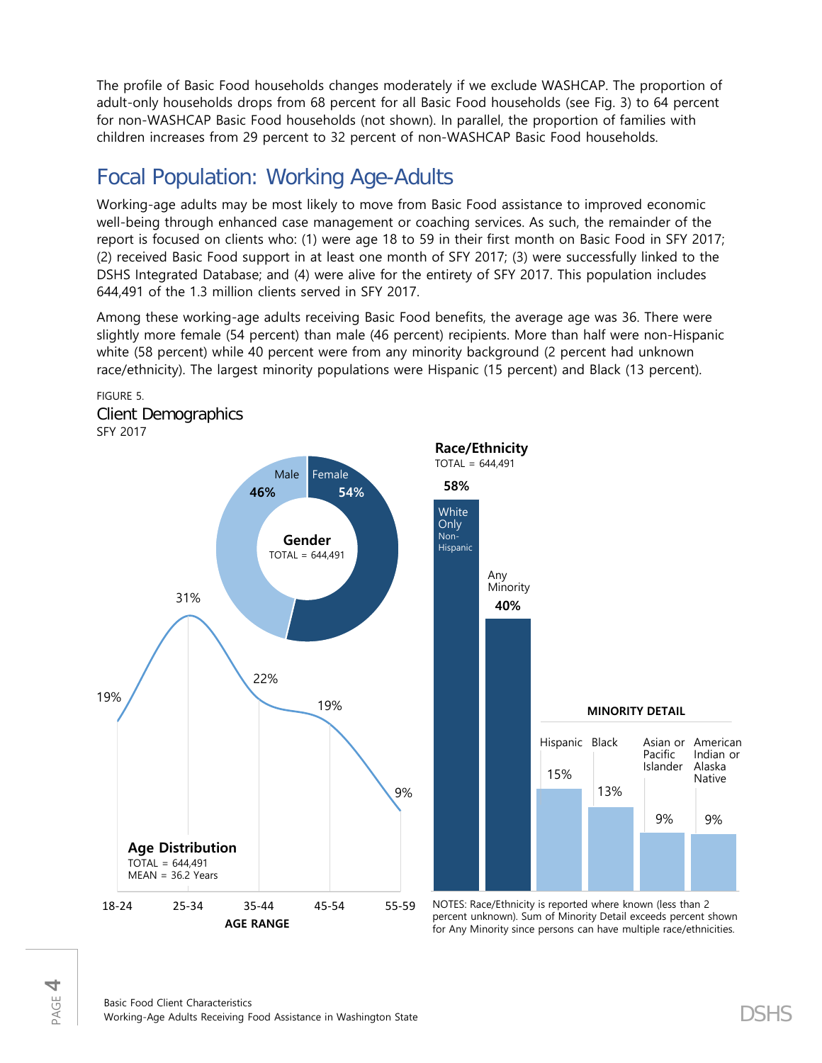The profile of Basic Food households changes moderately if we exclude WASHCAP. The proportion of adult-only households drops from 68 percent for all Basic Food households (see Fig. 3) to 64 percent for non-WASHCAP Basic Food households (not shown). In parallel, the proportion of families with children increases from 29 percent to 32 percent of non-WASHCAP Basic Food households.

## Focal Population: Working Age-Adults

Working-age adults may be most likely to move from Basic Food assistance to improved economic well-being through enhanced case management or coaching services. As such, the remainder of the report is focused on clients who: (1) were age 18 to 59 in their first month on Basic Food in SFY 2017; (2) received Basic Food support in at least one month of SFY 2017; (3) were successfully linked to the DSHS Integrated Database; and (4) were alive for the entirety of SFY 2017. This population includes 644,491 of the 1.3 million clients served in SFY 2017.

Among these working-age adults receiving Basic Food benefits, the average age was 36. There were slightly more female (54 percent) than male (46 percent) recipients. More than half were non-Hispanic white (58 percent) while 40 percent were from any minority background (2 percent had unknown race/ethnicity). The largest minority populations were Hispanic (15 percent) and Black (13 percent).

FIGURE 5.
**Client Demographics**
SFY 2017

**Gender**
TOTAL = 644,491

| Gender | Percent |
|---|---|
| Male | 46% |
| Female | 54% |

**Age Distribution**
TOTAL = 644,491
MEAN = 36.2 Years

| AGE RANGE | Percent |
|---|---|
| 18-24 | 19% |
| 25-34 | 31% |
| 35-44 | 22% |
| 45-54 | 19% |
| 55-59 | 9% |

**Race/Ethnicity**
TOTAL = 644,491

| Race/Ethnicity | Percent |
|---|---|
| White Only Non-Hispanic | 58% |
| Any Minority | 40% |

**MINORITY DETAIL**

| Group | Percent |
|---|---|
| Hispanic | 15% |
| Black | 13% |
| Asian or Pacific Islander | 9% |
| American Indian or Alaska Native | 9% |

NOTES: Race/Ethnicity is reported where known (less than 2 percent unknown). Sum of Minority Detail exceeds percent shown for Any Minority since persons can have multiple race/ethnicities.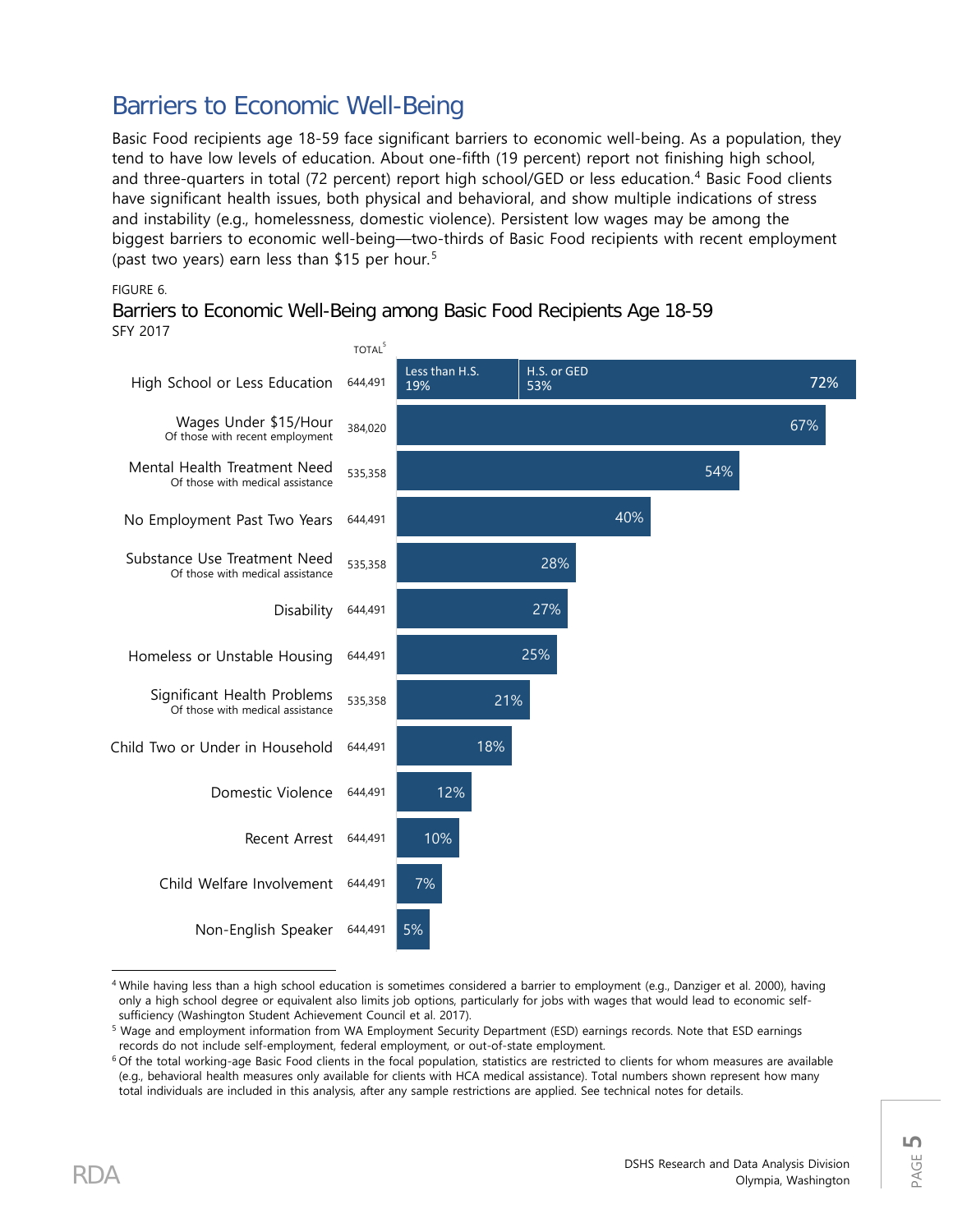# Barriers to Economic Well-Being

Basic Food recipients age 18-59 face significant barriers to economic well-being. As a population, they tend to have low levels of education. About one-fifth (19 percent) report not finishing high school, and three-quarters in total (72 percent) report high school/GED or less education.[4] Basic Food clients have significant health issues, both physical and behavioral, and show multiple indications of stress and instability (e.g., homelessness, domestic violence). Persistent low wages may be among the biggest barriers to economic well-being—two-thirds of Basic Food recipients with recent employment (past two years) earn less than $15 per hour.[5]

FIGURE 6.

**Barriers to Economic Well-Being among Basic Food Recipients Age 18-59**
SFY 2017

| Barrier | TOTAL[5] | Percent |
|---|---|---|
| High School or Less Education | 644,491 | 72% (Less than H.S. 19%; H.S. or GED 53%) |
| Wages Under $15/Hour (Of those with recent employment) | 384,020 | 67% |
| Mental Health Treatment Need (Of those with medical assistance) | 535,358 | 54% |
| No Employment Past Two Years | 644,491 | 40% |
| Substance Use Treatment Need (Of those with medical assistance) | 535,358 | 28% |
| Disability | 644,491 | 27% |
| Homeless or Unstable Housing | 644,491 | 25% |
| Significant Health Problems (Of those with medical assistance) | 535,358 | 21% |
| Child Two or Under in Household | 644,491 | 18% |
| Domestic Violence | 644,491 | 12% |
| Recent Arrest | 644,491 | 10% |
| Child Welfare Involvement | 644,491 | 7% |
| Non-English Speaker | 644,491 | 5% |

---

[4] While having less than a high school education is sometimes considered a barrier to employment (e.g., Danziger et al. 2000), having only a high school degree or equivalent also limits job options, particularly for jobs with wages that would lead to economic self-sufficiency (Washington Student Achievement Council et al. 2017).

[5] Wage and employment information from WA Employment Security Department (ESD) earnings records. Note that ESD earnings records do not include self-employment, federal employment, or out-of-state employment.

[6] Of the total working-age Basic Food clients in the focal population, statistics are restricted to clients for whom measures are available (e.g., behavioral health measures only available for clients with HCA medical assistance). Total numbers shown represent how many total individuals are included in this analysis, after any sample restrictions are applied. See technical notes for details.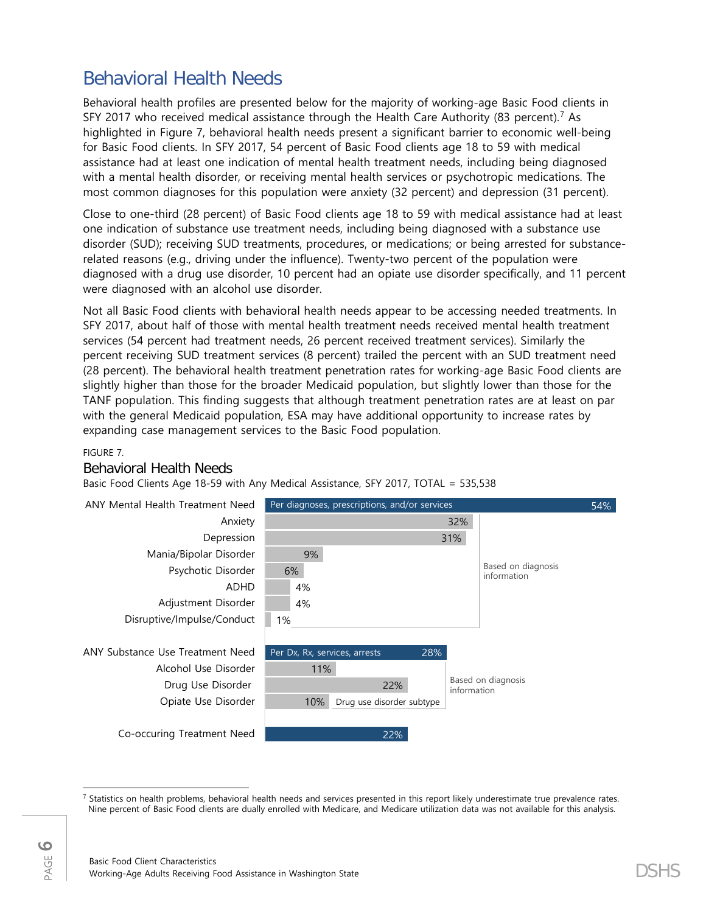# Behavioral Health Needs

Behavioral health profiles are presented below for the majority of working-age Basic Food clients in SFY 2017 who received medical assistance through the Health Care Authority (83 percent).[7] As highlighted in Figure 7, behavioral health needs present a significant barrier to economic well-being for Basic Food clients. In SFY 2017, 54 percent of Basic Food clients age 18 to 59 with medical assistance had at least one indication of mental health treatment needs, including being diagnosed with a mental health disorder, or receiving mental health services or psychotropic medications. The most common diagnoses for this population were anxiety (32 percent) and depression (31 percent).

Close to one-third (28 percent) of Basic Food clients age 18 to 59 with medical assistance had at least one indication of substance use treatment needs, including being diagnosed with a substance use disorder (SUD); receiving SUD treatments, procedures, or medications; or being arrested for substance-related reasons (e.g., driving under the influence). Twenty-two percent of the population were diagnosed with a drug use disorder, 10 percent had an opiate use disorder specifically, and 11 percent were diagnosed with an alcohol use disorder.

Not all Basic Food clients with behavioral health needs appear to be accessing needed treatments. In SFY 2017, about half of those with mental health treatment needs received mental health treatment services (54 percent had treatment needs, 26 percent received treatment services). Similarly the percent receiving SUD treatment services (8 percent) trailed the percent with an SUD treatment need (28 percent). The behavioral health treatment penetration rates for working-age Basic Food clients are slightly higher than those for the broader Medicaid population, but slightly lower than those for the TANF population. This finding suggests that although treatment penetration rates are at least on par with the general Medicaid population, ESA may have additional opportunity to increase rates by expanding case management services to the Basic Food population.

FIGURE 7.

### Behavioral Health Needs

Basic Food Clients Age 18-59 with Any Medical Assistance, SFY 2017, TOTAL = 535,538

| Category | Percent | Note |
|---|---|---|
| ANY Mental Health Treatment Need | 54% | Per diagnoses, prescriptions, and/or services |
| Anxiety | 32% | Based on diagnosis information |
| Depression | 31% | Based on diagnosis information |
| Mania/Bipolar Disorder | 9% | Based on diagnosis information |
| Psychotic Disorder | 6% | Based on diagnosis information |
| ADHD | 4% | Based on diagnosis information |
| Adjustment Disorder | 4% | Based on diagnosis information |
| Disruptive/Impulse/Conduct | 1% | Based on diagnosis information |
| ANY Substance Use Treatment Need | 28% | Per Dx, Rx, services, arrests |
| Alcohol Use Disorder | 11% | Based on diagnosis information |
| Drug Use Disorder | 22% | Based on diagnosis information |
| Opiate Use Disorder | 10% | Drug use disorder subtype |
| Co-occuring Treatment Need | 22% | |

[7] Statistics on health problems, behavioral health needs and services presented in this report likely underestimate true prevalence rates. Nine percent of Basic Food clients are dually enrolled with Medicare, and Medicare utilization data was not available for this analysis.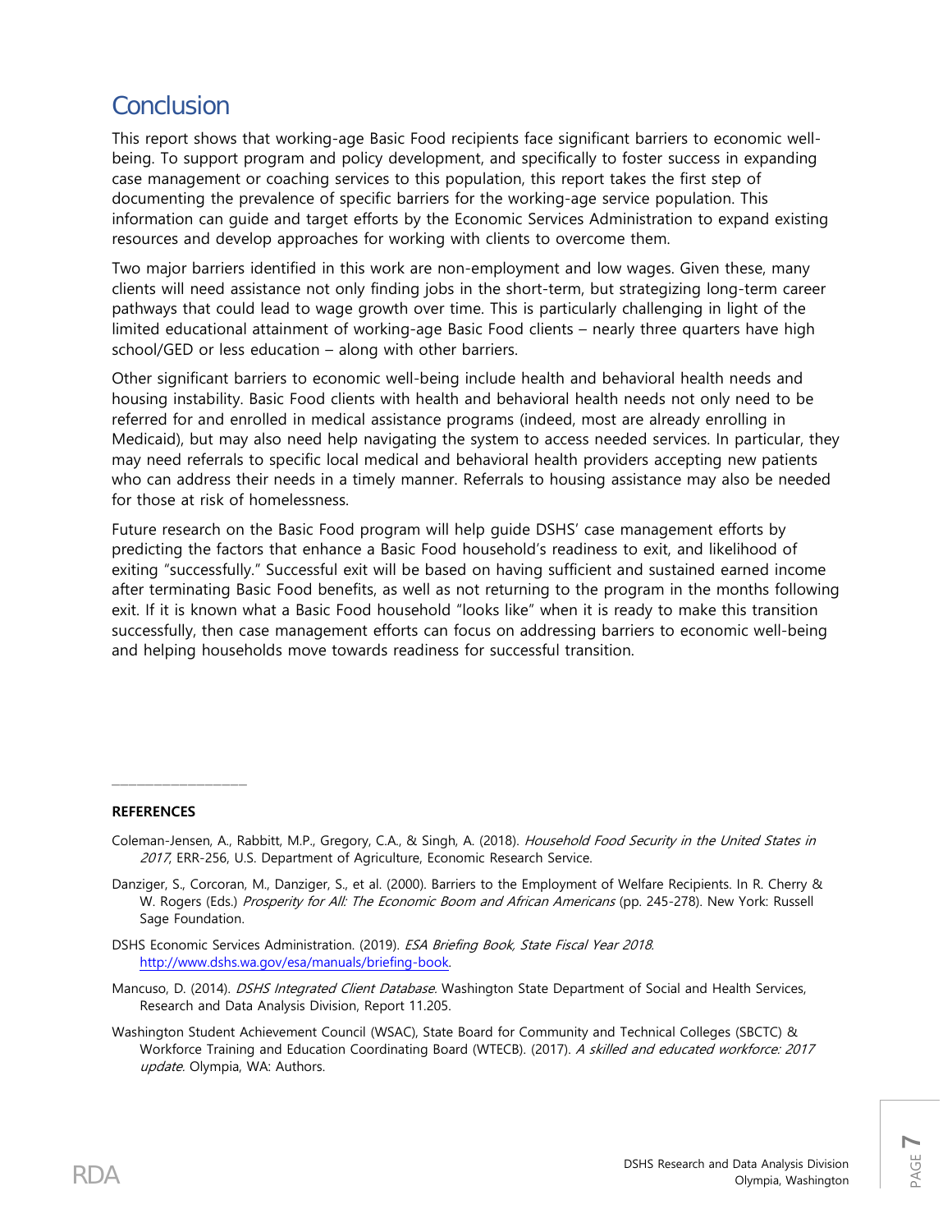## Conclusion

This report shows that working-age Basic Food recipients face significant barriers to economic well-being. To support program and policy development, and specifically to foster success in expanding case management or coaching services to this population, this report takes the first step of documenting the prevalence of specific barriers for the working-age service population. This information can guide and target efforts by the Economic Services Administration to expand existing resources and develop approaches for working with clients to overcome them.

Two major barriers identified in this work are non-employment and low wages. Given these, many clients will need assistance not only finding jobs in the short-term, but strategizing long-term career pathways that could lead to wage growth over time. This is particularly challenging in light of the limited educational attainment of working-age Basic Food clients – nearly three quarters have high school/GED or less education – along with other barriers.

Other significant barriers to economic well-being include health and behavioral health needs and housing instability. Basic Food clients with health and behavioral health needs not only need to be referred for and enrolled in medical assistance programs (indeed, most are already enrolling in Medicaid), but may also need help navigating the system to access needed services. In particular, they may need referrals to specific local medical and behavioral health providers accepting new patients who can address their needs in a timely manner. Referrals to housing assistance may also be needed for those at risk of homelessness.

Future research on the Basic Food program will help guide DSHS' case management efforts by predicting the factors that enhance a Basic Food household's readiness to exit, and likelihood of exiting "successfully." Successful exit will be based on having sufficient and sustained earned income after terminating Basic Food benefits, as well as not returning to the program in the months following exit. If it is known what a Basic Food household "looks like" when it is ready to make this transition successfully, then case management efforts can focus on addressing barriers to economic well-being and helping households move towards readiness for successful transition.

---

**REFERENCES**

Coleman-Jensen, A., Rabbitt, M.P., Gregory, C.A., & Singh, A. (2018). *Household Food Security in the United States in 2017*, ERR-256, U.S. Department of Agriculture, Economic Research Service.

Danziger, S., Corcoran, M., Danziger, S., et al. (2000). Barriers to the Employment of Welfare Recipients. In R. Cherry & W. Rogers (Eds.) *Prosperity for All: The Economic Boom and African Americans* (pp. 245-278). New York: Russell Sage Foundation.

DSHS Economic Services Administration. (2019). *ESA Briefing Book, State Fiscal Year 2018*. http://www.dshs.wa.gov/esa/manuals/briefing-book.

Mancuso, D. (2014). *DSHS Integrated Client Database*. Washington State Department of Social and Health Services, Research and Data Analysis Division, Report 11.205.

Washington Student Achievement Council (WSAC), State Board for Community and Technical Colleges (SBCTC) & Workforce Training and Education Coordinating Board (WTECB). (2017). *A skilled and educated workforce: 2017 update*. Olympia, WA: Authors.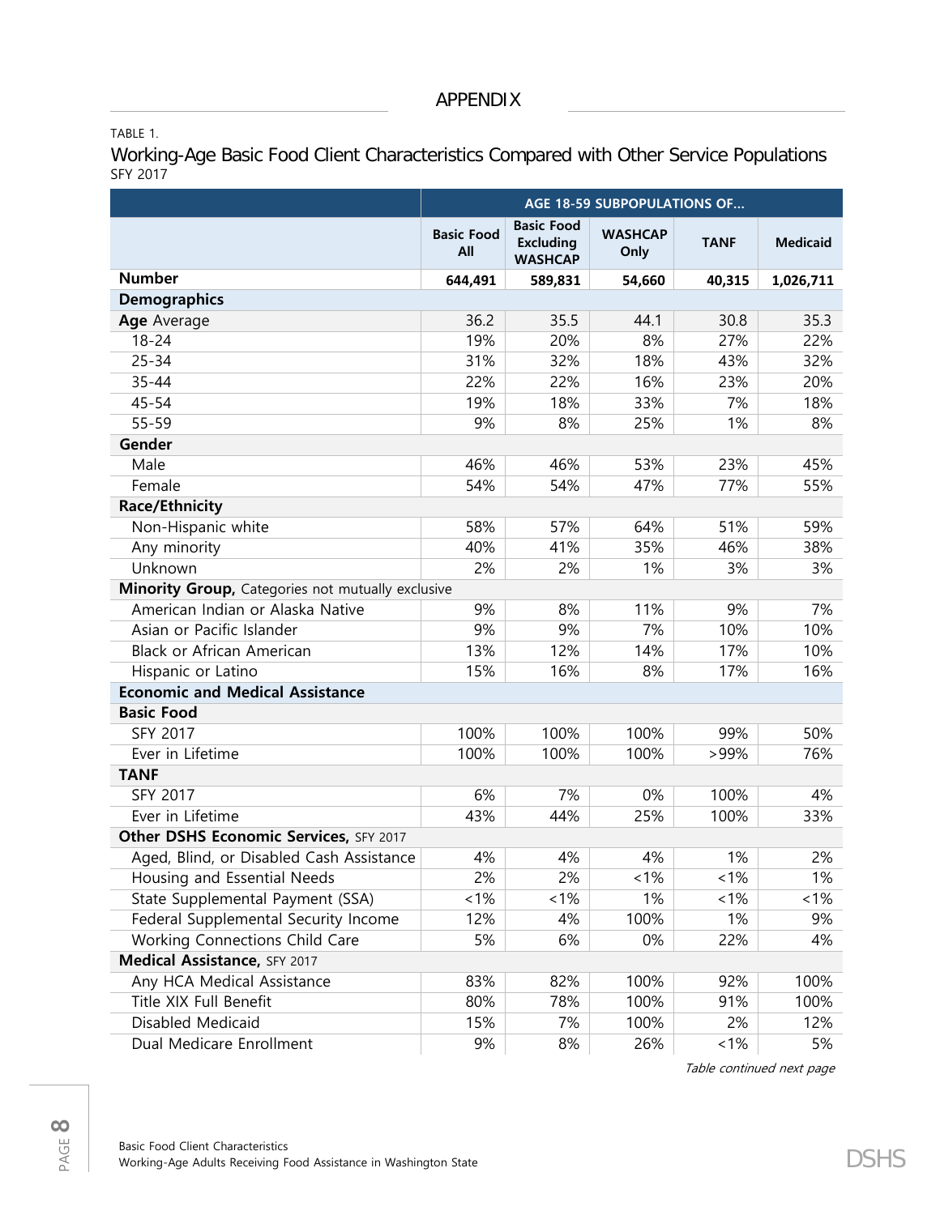## APPENDIX

TABLE 1.

### Working-Age Basic Food Client Characteristics Compared with Other Service Populations

SFY 2017

| | AGE 18-59 SUBPOPULATIONS OF... | | | | |
|---|---|---|---|---|---|
| | Basic Food All | Basic Food Excluding WASHCAP | WASHCAP Only | TANF | Medicaid |
| **Number** | **644,491** | **589,831** | **54,660** | **40,315** | **1,026,711** |
| **Demographics** | | | | | |
| **Age** Average | 36.2 | 35.5 | 44.1 | 30.8 | 35.3 |
| 18-24 | 19% | 20% | 8% | 27% | 22% |
| 25-34 | 31% | 32% | 18% | 43% | 32% |
| 35-44 | 22% | 22% | 16% | 23% | 20% |
| 45-54 | 19% | 18% | 33% | 7% | 18% |
| 55-59 | 9% | 8% | 25% | 1% | 8% |
| **Gender** | | | | | |
| Male | 46% | 46% | 53% | 23% | 45% |
| Female | 54% | 54% | 47% | 77% | 55% |
| **Race/Ethnicity** | | | | | |
| Non-Hispanic white | 58% | 57% | 64% | 51% | 59% |
| Any minority | 40% | 41% | 35% | 46% | 38% |
| Unknown | 2% | 2% | 1% | 3% | 3% |
| **Minority Group,** Categories not mutually exclusive | | | | | |
| American Indian or Alaska Native | 9% | 8% | 11% | 9% | 7% |
| Asian or Pacific Islander | 9% | 9% | 7% | 10% | 10% |
| Black or African American | 13% | 12% | 14% | 17% | 10% |
| Hispanic or Latino | 15% | 16% | 8% | 17% | 16% |
| **Economic and Medical Assistance** | | | | | |
| **Basic Food** | | | | | |
| SFY 2017 | 100% | 100% | 100% | 99% | 50% |
| Ever in Lifetime | 100% | 100% | 100% | >99% | 76% |
| **TANF** | | | | | |
| SFY 2017 | 6% | 7% | 0% | 100% | 4% |
| Ever in Lifetime | 43% | 44% | 25% | 100% | 33% |
| **Other DSHS Economic Services,** SFY 2017 | | | | | |
| Aged, Blind, or Disabled Cash Assistance | 4% | 4% | 4% | 1% | 2% |
| Housing and Essential Needs | 2% | 2% | <1% | <1% | 1% |
| State Supplemental Payment (SSA) | <1% | <1% | 1% | <1% | <1% |
| Federal Supplemental Security Income | 12% | 4% | 100% | 1% | 9% |
| Working Connections Child Care | 5% | 6% | 0% | 22% | 4% |
| **Medical Assistance,** SFY 2017 | | | | | |
| Any HCA Medical Assistance | 83% | 82% | 100% | 92% | 100% |
| Title XIX Full Benefit | 80% | 78% | 100% | 91% | 100% |
| Disabled Medicaid | 15% | 7% | 100% | 2% | 12% |
| Dual Medicare Enrollment | 9% | 8% | 26% | <1% | 5% |

*Table continued next page*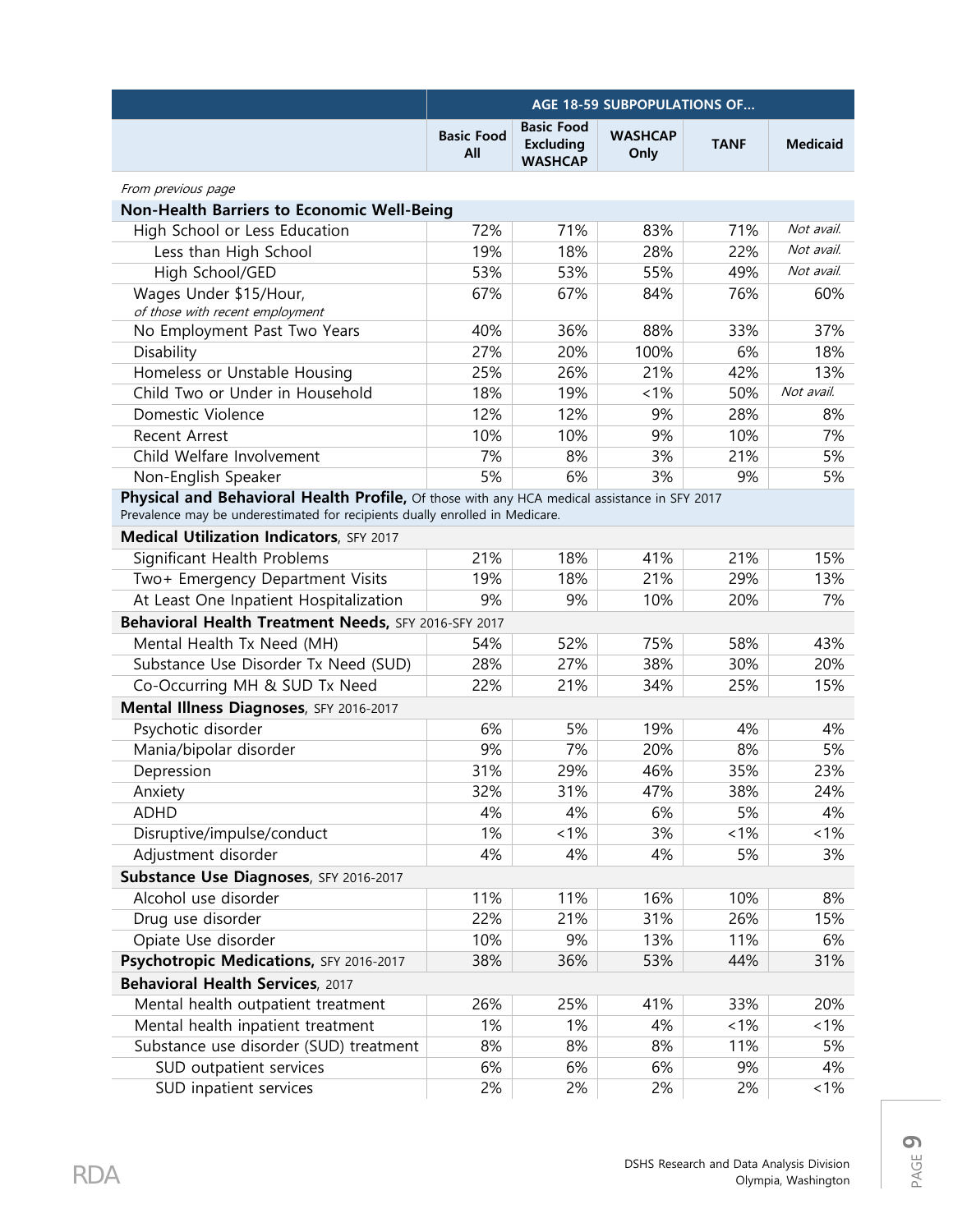| | AGE 18-59 SUBPOPULATIONS OF... | | | | |
|---|---|---|---|---|---|
| | Basic Food All | Basic Food Excluding WASHCAP | WASHCAP Only | TANF | Medicaid |
| *From previous page* | | | | | |
| **Non-Health Barriers to Economic Well-Being** | | | | | |
| High School or Less Education | 72% | 71% | 83% | 71% | *Not avail.* |
| Less than High School | 19% | 18% | 28% | 22% | *Not avail.* |
| High School/GED | 53% | 53% | 55% | 49% | *Not avail.* |
| Wages Under $15/Hour, *of those with recent employment* | 67% | 67% | 84% | 76% | 60% |
| No Employment Past Two Years | 40% | 36% | 88% | 33% | 37% |
| Disability | 27% | 20% | 100% | 6% | 18% |
| Homeless or Unstable Housing | 25% | 26% | 21% | 42% | 13% |
| Child Two or Under in Household | 18% | 19% | <1% | 50% | *Not avail.* |
| Domestic Violence | 12% | 12% | 9% | 28% | 8% |
| Recent Arrest | 10% | 10% | 9% | 10% | 7% |
| Child Welfare Involvement | 7% | 8% | 3% | 21% | 5% |
| Non-English Speaker | 5% | 6% | 3% | 9% | 5% |
| **Physical and Behavioral Health Profile,** Of those with any HCA medical assistance in SFY 2017. Prevalence may be underestimated for recipients dually enrolled in Medicare. | | | | | |
| **Medical Utilization Indicators**, SFY 2017 | | | | | |
| Significant Health Problems | 21% | 18% | 41% | 21% | 15% |
| Two+ Emergency Department Visits | 19% | 18% | 21% | 29% | 13% |
| At Least One Inpatient Hospitalization | 9% | 9% | 10% | 20% | 7% |
| **Behavioral Health Treatment Needs**, SFY 2016-SFY 2017 | | | | | |
| Mental Health Tx Need (MH) | 54% | 52% | 75% | 58% | 43% |
| Substance Use Disorder Tx Need (SUD) | 28% | 27% | 38% | 30% | 20% |
| Co-Occurring MH & SUD Tx Need | 22% | 21% | 34% | 25% | 15% |
| **Mental Illness Diagnoses**, SFY 2016-2017 | | | | | |
| Psychotic disorder | 6% | 5% | 19% | 4% | 4% |
| Mania/bipolar disorder | 9% | 7% | 20% | 8% | 5% |
| Depression | 31% | 29% | 46% | 35% | 23% |
| Anxiety | 32% | 31% | 47% | 38% | 24% |
| ADHD | 4% | 4% | 6% | 5% | 4% |
| Disruptive/impulse/conduct | 1% | <1% | 3% | <1% | <1% |
| Adjustment disorder | 4% | 4% | 4% | 5% | 3% |
| **Substance Use Diagnoses**, SFY 2016-2017 | | | | | |
| Alcohol use disorder | 11% | 11% | 16% | 10% | 8% |
| Drug use disorder | 22% | 21% | 31% | 26% | 15% |
| Opiate Use disorder | 10% | 9% | 13% | 11% | 6% |
| **Psychotropic Medications**, SFY 2016-2017 | 38% | 36% | 53% | 44% | 31% |
| **Behavioral Health Services**, 2017 | | | | | |
| Mental health outpatient treatment | 26% | 25% | 41% | 33% | 20% |
| Mental health inpatient treatment | 1% | 1% | 4% | <1% | <1% |
| Substance use disorder (SUD) treatment | 8% | 8% | 8% | 11% | 5% |
| SUD outpatient services | 6% | 6% | 6% | 9% | 4% |
| SUD inpatient services | 2% | 2% | 2% | 2% | <1% |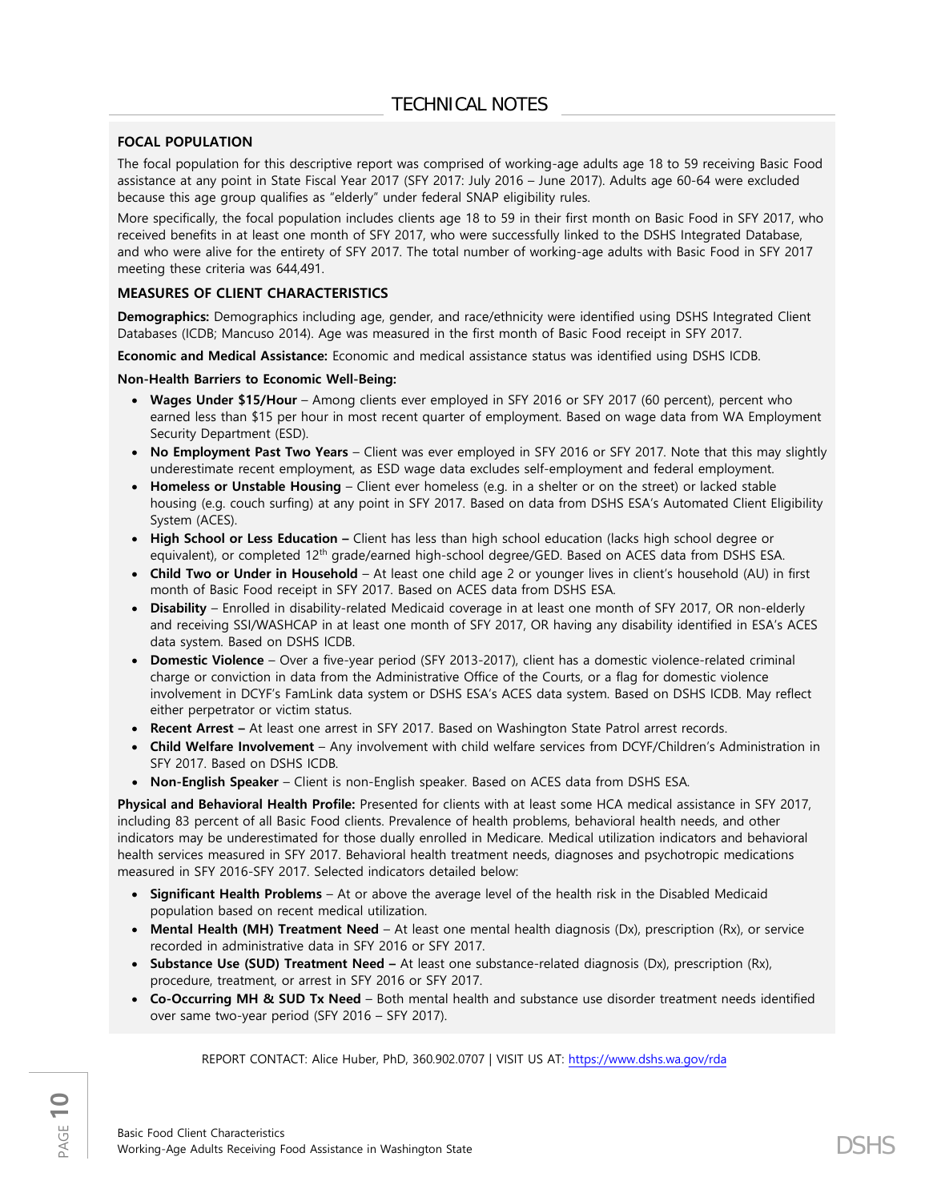# TECHNICAL NOTES

## FOCAL POPULATION

The focal population for this descriptive report was comprised of working-age adults age 18 to 59 receiving Basic Food assistance at any point in State Fiscal Year 2017 (SFY 2017: July 2016 – June 2017). Adults age 60-64 were excluded because this age group qualifies as "elderly" under federal SNAP eligibility rules.

More specifically, the focal population includes clients age 18 to 59 in their first month on Basic Food in SFY 2017, who received benefits in at least one month of SFY 2017, who were successfully linked to the DSHS Integrated Database, and who were alive for the entirety of SFY 2017. The total number of working-age adults with Basic Food in SFY 2017 meeting these criteria was 644,491.

## MEASURES OF CLIENT CHARACTERISTICS

**Demographics:** Demographics including age, gender, and race/ethnicity were identified using DSHS Integrated Client Databases (ICDB; Mancuso 2014). Age was measured in the first month of Basic Food receipt in SFY 2017.

**Economic and Medical Assistance:** Economic and medical assistance status was identified using DSHS ICDB.

**Non-Health Barriers to Economic Well-Being:**

- **Wages Under $15/Hour** – Among clients ever employed in SFY 2016 or SFY 2017 (60 percent), percent who earned less than $15 per hour in most recent quarter of employment. Based on wage data from WA Employment Security Department (ESD).
- **No Employment Past Two Years** – Client was ever employed in SFY 2016 or SFY 2017. Note that this may slightly underestimate recent employment, as ESD wage data excludes self-employment and federal employment.
- **Homeless or Unstable Housing** – Client ever homeless (e.g. in a shelter or on the street) or lacked stable housing (e.g. couch surfing) at any point in SFY 2017. Based on data from DSHS ESA's Automated Client Eligibility System (ACES).
- **High School or Less Education –** Client has less than high school education (lacks high school degree or equivalent), or completed 12th grade/earned high-school degree/GED. Based on ACES data from DSHS ESA.
- **Child Two or Under in Household** – At least one child age 2 or younger lives in client's household (AU) in first month of Basic Food receipt in SFY 2017. Based on ACES data from DSHS ESA.
- **Disability** – Enrolled in disability-related Medicaid coverage in at least one month of SFY 2017, OR non-elderly and receiving SSI/WASHCAP in at least one month of SFY 2017, OR having any disability identified in ESA's ACES data system. Based on DSHS ICDB.
- **Domestic Violence** – Over a five-year period (SFY 2013-2017), client has a domestic violence-related criminal charge or conviction in data from the Administrative Office of the Courts, or a flag for domestic violence involvement in DCYF's FamLink data system or DSHS ESA's ACES data system. Based on DSHS ICDB. May reflect either perpetrator or victim status.
- **Recent Arrest –** At least one arrest in SFY 2017. Based on Washington State Patrol arrest records.
- **Child Welfare Involvement** – Any involvement with child welfare services from DCYF/Children's Administration in SFY 2017. Based on DSHS ICDB.
- **Non-English Speaker** – Client is non-English speaker. Based on ACES data from DSHS ESA.

**Physical and Behavioral Health Profile:** Presented for clients with at least some HCA medical assistance in SFY 2017, including 83 percent of all Basic Food clients. Prevalence of health problems, behavioral health needs, and other indicators may be underestimated for those dually enrolled in Medicare. Medical utilization indicators and behavioral health services measured in SFY 2017. Behavioral health treatment needs, diagnoses and psychotropic medications measured in SFY 2016-SFY 2017. Selected indicators detailed below:

- **Significant Health Problems** – At or above the average level of the health risk in the Disabled Medicaid population based on recent medical utilization.
- **Mental Health (MH) Treatment Need** – At least one mental health diagnosis (Dx), prescription (Rx), or service recorded in administrative data in SFY 2016 or SFY 2017.
- **Substance Use (SUD) Treatment Need –** At least one substance-related diagnosis (Dx), prescription (Rx), procedure, treatment, or arrest in SFY 2016 or SFY 2017.
- **Co-Occurring MH & SUD Tx Need** – Both mental health and substance use disorder treatment needs identified over same two-year period (SFY 2016 – SFY 2017).

REPORT CONTACT: Alice Huber, PhD, 360.902.0707 | VISIT US AT: https://www.dshs.wa.gov/rda